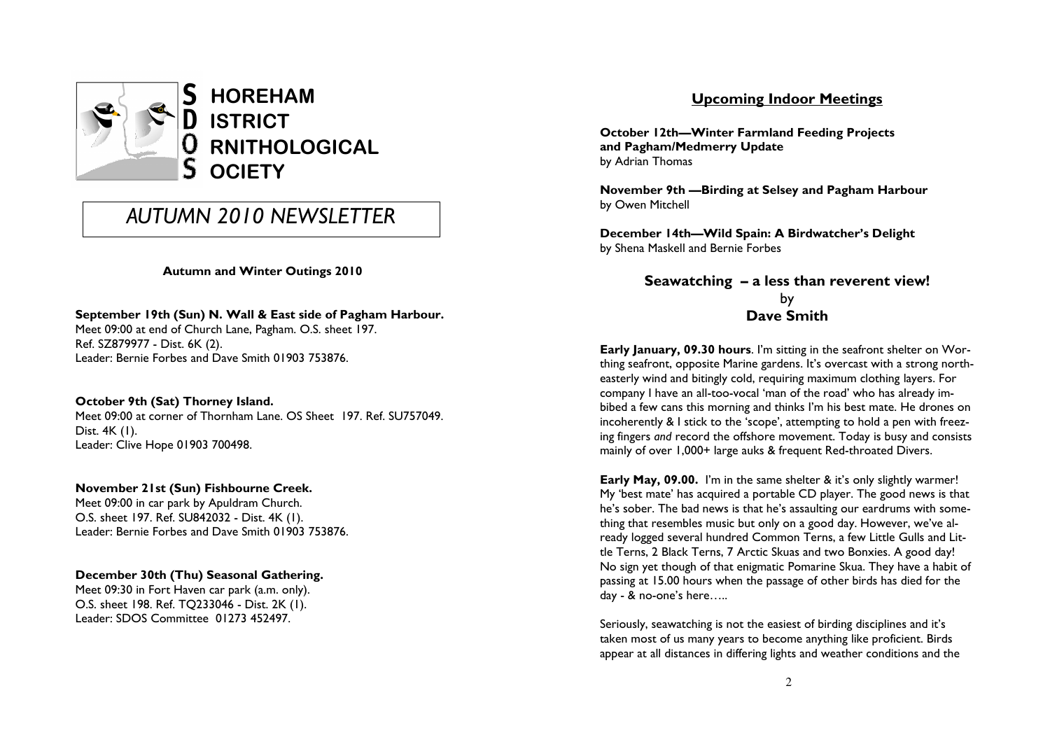# SHOREHAM DISTRICT ORNITHOLOGICAL SOCIETY

## AUTUMN 2010 NEWSLETTER

### Autumn and Winter Outings 2010

**September 19th (Sun) N. Wall & East side of Pagham Harbour.**
Meet 09:00 at end of Church Lane, Pagham. O.S. sheet 197.
Ref. SZ879977 - Dist. 6K (2).
Leader: Bernie Forbes and Dave Smith 01903 753876.

**October 9th (Sat) Thorney Island.**
Meet 09:00 at corner of Thornham Lane. OS Sheet 197. Ref. SU757049.
Dist. 4K (1).
Leader: Clive Hope 01903 700498.

**November 21st (Sun) Fishbourne Creek.**
Meet 09:00 in car park by Apuldram Church.
O.S. sheet 197. Ref. SU842032 - Dist. 4K (1).
Leader: Bernie Forbes and Dave Smith 01903 753876.

**December 30th (Thu) Seasonal Gathering.**
Meet 09:30 in Fort Haven car park (a.m. only).
O.S. sheet 198. Ref. TQ233046 - Dist. 2K (1).
Leader: SDOS Committee 01273 452497.

### Upcoming Indoor Meetings

**October 12th—Winter Farmland Feeding Projects and Pagham/Medmerry Update**
by Adrian Thomas

**November 9th —Birding at Selsey and Pagham Harbour**
by Owen Mitchell

**December 14th—Wild Spain: A Birdwatcher's Delight**
by Shena Maskell and Bernie Forbes

### Seawatching – a less than reverent view!
by
**Dave Smith**

**Early January, 09.30 hours**. I'm sitting in the seafront shelter on Worthing seafront, opposite Marine gardens. It's overcast with a strong north-easterly wind and bitingly cold, requiring maximum clothing layers. For company I have an all-too-vocal 'man of the road' who has already imbibed a few cans this morning and thinks I'm his best mate. He drones on incoherently & I stick to the 'scope', attempting to hold a pen with freezing fingers *and* record the offshore movement. Today is busy and consists mainly of over 1,000+ large auks & frequent Red-throated Divers.

**Early May, 09.00.** I'm in the same shelter & it's only slightly warmer! My 'best mate' has acquired a portable CD player. The good news is that he's sober. The bad news is that he's assaulting our eardrums with something that resembles music but only on a good day. However, we've already logged several hundred Common Terns, a few Little Gulls and Little Terns, 2 Black Terns, 7 Arctic Skuas and two Bonxies. A good day! No sign yet though of that enigmatic Pomarine Skua. They have a habit of passing at 15.00 hours when the passage of other birds has died for the day - & no-one's here…..

Seriously, seawatching is not the easiest of birding disciplines and it's taken most of us many years to become anything like proficient. Birds appear at all distances in differing lights and weather conditions and the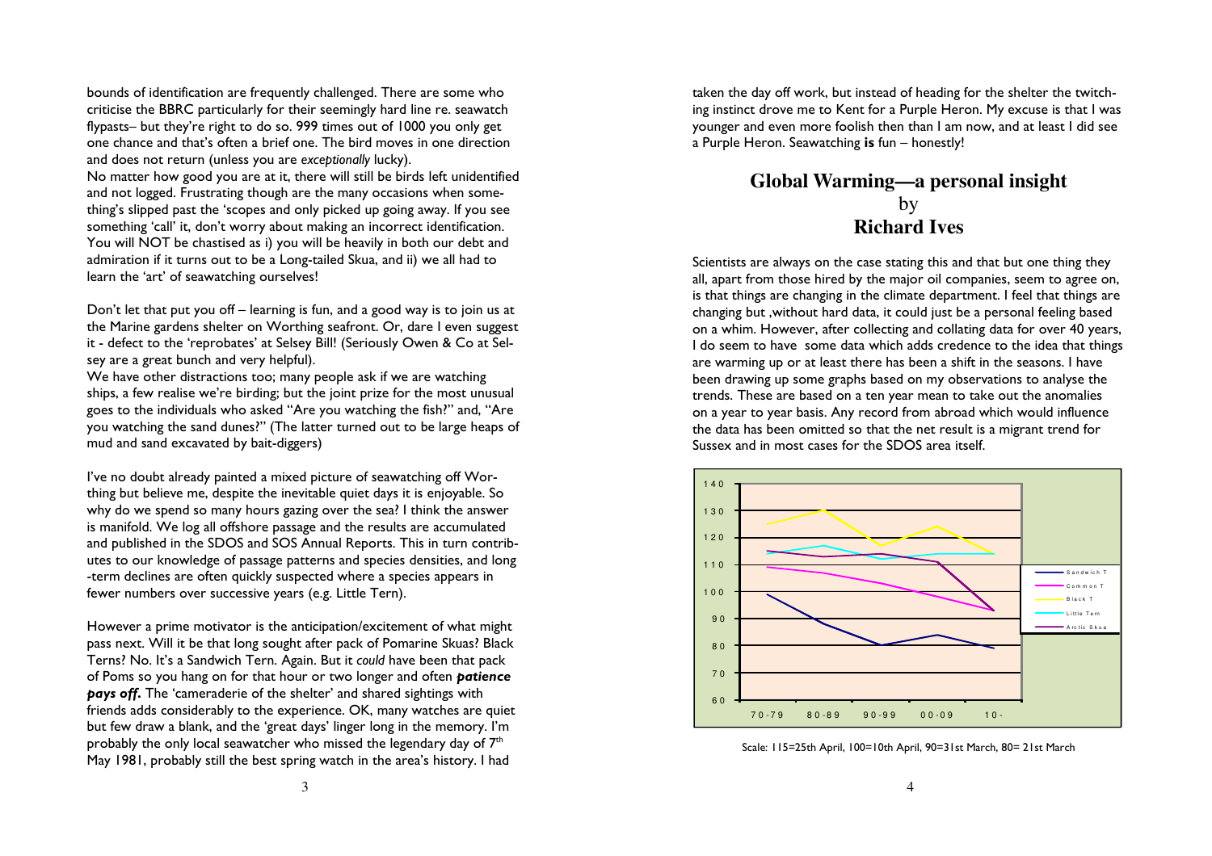bounds of identification are frequently challenged. There are some who criticise the BBRC particularly for their seemingly hard line re. seawatch flypasts– but they're right to do so. 999 times out of 1000 you only get one chance and that's often a brief one. The bird moves in one direction and does not return (unless you are *exceptionally* lucky).

No matter how good you are at it, there will still be birds left unidentified and not logged. Frustrating though are the many occasions when something's slipped past the 'scopes and only picked up going away. If you see something 'call' it, don't worry about making an incorrect identification. You will NOT be chastised as i) you will be heavily in both our debt and admiration if it turns out to be a Long-tailed Skua, and ii) we all had to learn the 'art' of seawatching ourselves!

Don't let that put you off – learning is fun, and a good way is to join us at the Marine gardens shelter on Worthing seafront. Or, dare I even suggest it - defect to the 'reprobates' at Selsey Bill! (Seriously Owen & Co at Selsey are a great bunch and very helpful).

We have other distractions too; many people ask if we are watching ships, a few realise we're birding; but the joint prize for the most unusual goes to the individuals who asked "Are you watching the fish?" and, "Are you watching the sand dunes?" (The latter turned out to be large heaps of mud and sand excavated by bait-diggers)

I've no doubt already painted a mixed picture of seawatching off Worthing but believe me, despite the inevitable quiet days it is enjoyable. So why do we spend so many hours gazing over the sea? I think the answer is manifold. We log all offshore passage and the results are accumulated and published in the SDOS and SOS Annual Reports. This in turn contributes to our knowledge of passage patterns and species densities, and long-term declines are often quickly suspected where a species appears in fewer numbers over successive years (e.g. Little Tern).

However a prime motivator is the anticipation/excitement of what might pass next. Will it be that long sought after pack of Pomarine Skuas? Black Terns? No. It's a Sandwich Tern. Again. But it *could* have been that pack of Poms so you hang on for that hour or two longer and often ***patience pays off.*** The 'cameraderie of the shelter' and shared sightings with friends adds considerably to the experience. OK, many watches are quiet but few draw a blank, and the 'great days' linger long in the memory. I'm probably the only local seawatcher who missed the legendary day of 7th May 1981, probably still the best spring watch in the area's history. I had taken the day off work, but instead of heading for the shelter the twitching instinct drove me to Kent for a Purple Heron. My excuse is that I was younger and even more foolish then than I am now, and at least I did see a Purple Heron. Seawatching **is** fun – honestly!

## Global Warming—a personal insight
by
## Richard Ives

Scientists are always on the case stating this and that but one thing they all, apart from those hired by the major oil companies, seem to agree on, is that things are changing in the climate department. I feel that things are changing but ,without hard data, it could just be a personal feeling based on a whim. However, after collecting and collating data for over 40 years, I do seem to have some data which adds credence to the idea that things are warming up or at least there has been a shift in the seasons. I have been drawing up some graphs based on my observations to analyse the trends. These are based on a ten year mean to take out the anomalies on a year to year basis. Any record from abroad which would influence the data has been omitted so that the net result is a migrant trend for Sussex and in most cases for the SDOS area itself.

Scale: 115=25th April, 100=10th April, 90=31st March, 80= 21st March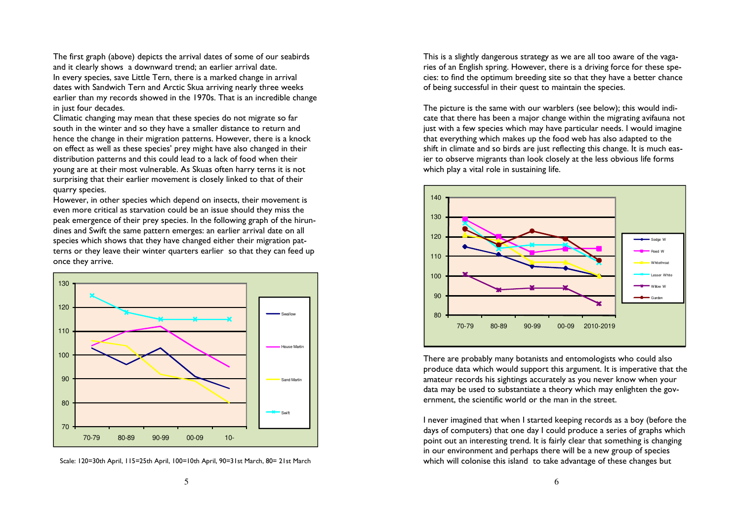The first graph (above) depicts the arrival dates of some of our seabirds and it clearly shows a downward trend; an earlier arrival date.
In every species, save Little Tern, there is a marked change in arrival dates with Sandwich Tern and Arctic Skua arriving nearly three weeks earlier than my records showed in the 1970s. That is an incredible change in just four decades.
Climatic changing may mean that these species do not migrate so far south in the winter and so they have a smaller distance to return and hence the change in their migration patterns. However, there is a knock on effect as well as these species' prey might have also changed in their distribution patterns and this could lead to a lack of food when their young are at their most vulnerable. As Skuas often harry terns it is not surprising that their earlier movement is closely linked to that of their quarry species.
However, in other species which depend on insects, their movement is even more critical as starvation could be an issue should they miss the peak emergence of their prey species. In the following graph of the hirundines and Swift the same pattern emerges: an earlier arrival date on all species which shows that they have changed either their migration patterns or they leave their winter quarters earlier so that they can feed up once they arrive.

Scale: 120=30th April, 115=25th April, 100=10th April, 90=31st March, 80= 21st March

This is a slightly dangerous strategy as we are all too aware of the vagaries of an English spring. However, there is a driving force for these species: to find the optimum breeding site so that they have a better chance of being successful in their quest to maintain the species.

The picture is the same with our warblers (see below); this would indicate that there has been a major change within the migrating avifauna not just with a few species which may have particular needs. I would imagine that everything which makes up the food web has also adapted to the shift in climate and so birds are just reflecting this change. It is much easier to observe migrants than look closely at the less obvious life forms which play a vital role in sustaining life.

There are probably many botanists and entomologists who could also produce data which would support this argument. It is imperative that the amateur records his sightings accurately as you never know when your data may be used to substantiate a theory which may enlighten the government, the scientific world or the man in the street.

I never imagined that when I started keeping records as a boy (before the days of computers) that one day I could produce a series of graphs which point out an interesting trend. It is fairly clear that something is changing in our environment and perhaps there will be a new group of species which will colonise this island to take advantage of these changes but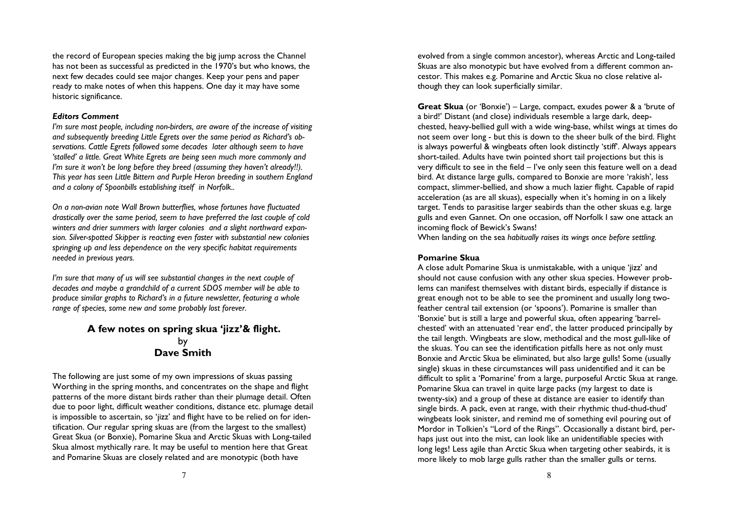the record of European species making the big jump across the Channel has not been as successful as predicted in the 1970's but who knows, the next few decades could see major changes. Keep your pens and paper ready to make notes of when this happens. One day it may have some historic significance.

***Editors Comment***

*I'm sure most people, including non-birders, are aware of the increase of visiting and subsequently breeding Little Egrets over the same period as Richard's observations. Cattle Egrets followed some decades later although seem to have 'stalled' a little. Great White Egrets are being seen much more commonly and I'm sure it won't be long before they breed (assuming they haven't already!!). This year has seen Little Bittern and Purple Heron breeding in southern England and a colony of Spoonbills establishing itself in Norfolk..*

*On a non-avian note Wall Brown butterflies, whose fortunes have fluctuated drastically over the same period, seem to have preferred the last couple of cold winters and drier summers with larger colonies and a slight northward expansion. Silver-spotted Skipper is reacting even faster with substantial new colonies springing up and less dependence on the very specific habitat requirements needed in previous years.*

*I'm sure that many of us will see substantial changes in the next couple of decades and maybe a grandchild of a current SDOS member will be able to produce similar graphs to Richard's in a future newsletter, featuring a whole range of species, some new and some probably lost forever.*

## A few notes on spring skua 'jizz'& flight.

by

**Dave Smith**

The following are just some of my own impressions of skuas passing Worthing in the spring months, and concentrates on the shape and flight patterns of the more distant birds rather than their plumage detail. Often due to poor light, difficult weather conditions, distance etc. plumage detail is impossible to ascertain, so 'jizz' and flight have to be relied on for identification. Our regular spring skuas are (from the largest to the smallest) Great Skua (or Bonxie), Pomarine Skua and Arctic Skuas with Long-tailed Skua almost mythically rare. It may be useful to mention here that Great and Pomarine Skuas are closely related and are monotypic (both have evolved from a single common ancestor), whereas Arctic and Long-tailed Skuas are also monotypic but have evolved from a different common ancestor. This makes e.g. Pomarine and Arctic Skua no close relative although they can look superficially similar.

**Great Skua** (or 'Bonxie') – Large, compact, exudes power & a 'brute of a bird!' Distant (and close) individuals resemble a large dark, deep-chested, heavy-bellied gull with a wide wing-base, whilst wings at times do not seem over long - but this is down to the sheer bulk of the bird. Flight is always powerful & wingbeats often look distinctly 'stiff'. Always appears short-tailed. Adults have twin pointed short tail projections but this is very difficult to see in the field – I've only seen this feature well on a dead bird. At distance large gulls, compared to Bonxie are more 'rakish', less compact, slimmer-bellied, and show a much lazier flight. Capable of rapid acceleration (as are all skuas), especially when it's homing in on a likely target. Tends to parasitise larger seabirds than the other skuas e.g. large gulls and even Gannet. On one occasion, off Norfolk I saw one attack an incoming flock of Bewick's Swans!

When landing on the sea *habitually raises its wings once before settling.*

**Pomarine Skua**

A close adult Pomarine Skua is unmistakable, with a unique 'jizz' and should not cause confusion with any other skua species. However problems can manifest themselves with distant birds, especially if distance is great enough not to be able to see the prominent and usually long two-feather central tail extension (or 'spoons'). Pomarine is smaller than 'Bonxie' but is still a large and powerful skua, often appearing 'barrel-chested' with an attenuated 'rear end', the latter produced principally by the tail length. Wingbeats are slow, methodical and the most gull-like of the skuas. You can see the identification pitfalls here as not only must Bonxie and Arctic Skua be eliminated, but also large gulls! Some (usually single) skuas in these circumstances will pass unidentified and it can be difficult to split a 'Pomarine' from a large, purposeful Arctic Skua at range. Pomarine Skua can travel in quite large packs (my largest to date is twenty-six) and a group of these at distance are easier to identify than single birds. A pack, even at range, with their rhythmic thud-thud-thud' wingbeats look sinister, and remind me of something evil pouring out of Mordor in Tolkien's "Lord of the Rings". Occasionally a distant bird, perhaps just out into the mist, can look like an unidentifiable species with long legs! Less agile than Arctic Skua when targeting other seabirds, it is more likely to mob large gulls rather than the smaller gulls or terns.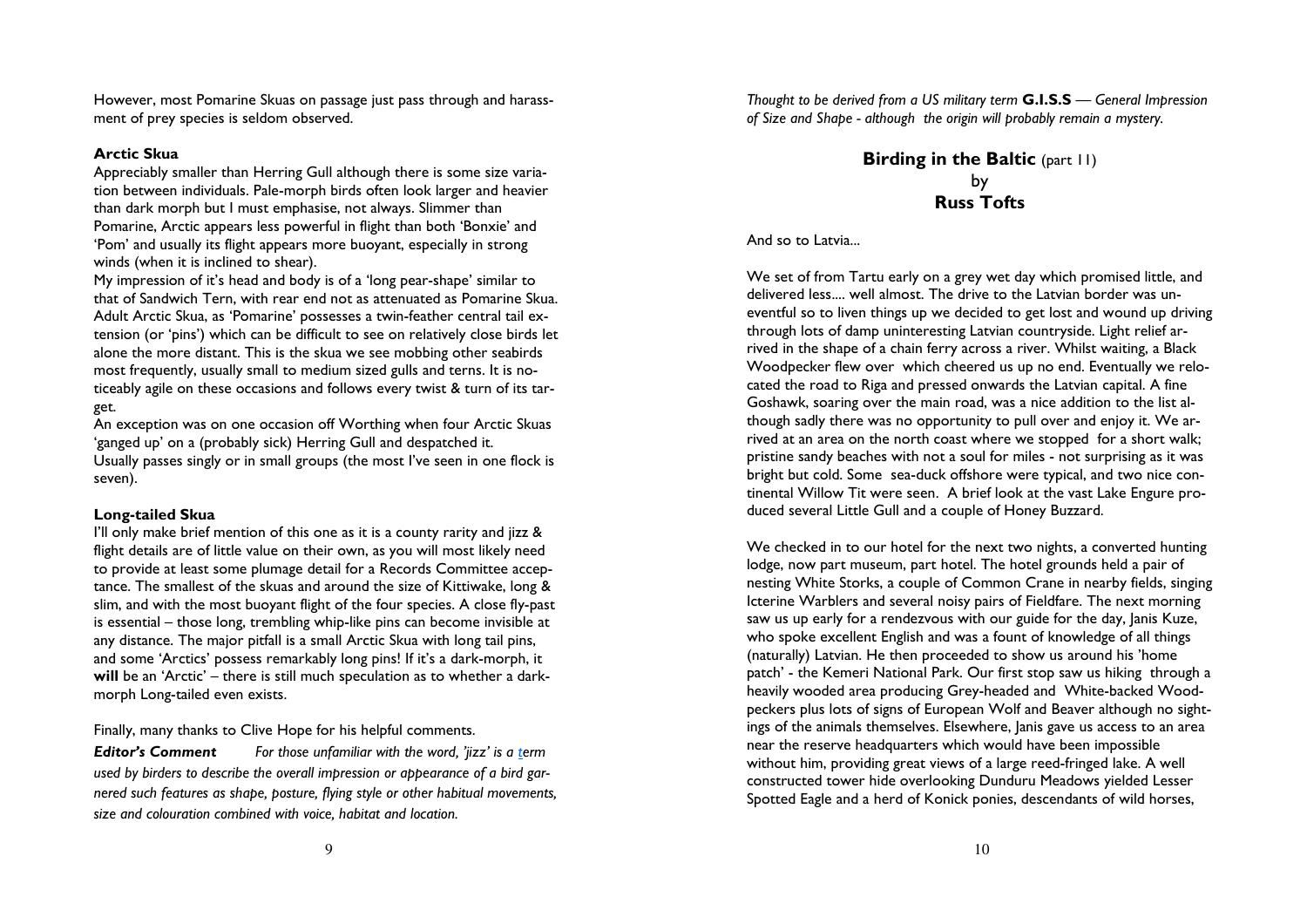However, most Pomarine Skuas on passage just pass through and harassment of prey species is seldom observed.

**Arctic Skua**

Appreciably smaller than Herring Gull although there is some size variation between individuals. Pale-morph birds often look larger and heavier than dark morph but I must emphasise, not always. Slimmer than Pomarine, Arctic appears less powerful in flight than both 'Bonxie' and 'Pom' and usually its flight appears more buoyant, especially in strong winds (when it is inclined to shear).

My impression of it's head and body is of a 'long pear-shape' similar to that of Sandwich Tern, with rear end not as attenuated as Pomarine Skua. Adult Arctic Skua, as 'Pomarine' possesses a twin-feather central tail extension (or 'pins') which can be difficult to see on relatively close birds let alone the more distant. This is the skua we see mobbing other seabirds most frequently, usually small to medium sized gulls and terns. It is noticeably agile on these occasions and follows every twist & turn of its target.

An exception was on one occasion off Worthing when four Arctic Skuas 'ganged up' on a (probably sick) Herring Gull and despatched it.

Usually passes singly or in small groups (the most I've seen in one flock is seven).

**Long-tailed Skua**

I'll only make brief mention of this one as it is a county rarity and jizz & flight details are of little value on their own, as you will most likely need to provide at least some plumage detail for a Records Committee acceptance. The smallest of the skuas and around the size of Kittiwake, long & slim, and with the most buoyant flight of the four species. A close fly-past is essential – those long, trembling whip-like pins can become invisible at any distance. The major pitfall is a small Arctic Skua with long tail pins, and some 'Arctics' possess remarkably long pins! If it's a dark-morph, it **will** be an 'Arctic' – there is still much speculation as to whether a dark-morph Long-tailed even exists.

Finally, many thanks to Clive Hope for his helpful comments.

***Editor's Comment*** *For those unfamiliar with the word, 'jizz' is a term used by birders to describe the overall impression or appearance of a bird garnered such features as shape, posture, flying style or other habitual movements, size and colouration combined with voice, habitat and location.*

*Thought to be derived from a US military term* ***G.I.S.S*** *— General Impression of Size and Shape - although the origin will probably remain a mystery.*

## **Birding in the Baltic** (part 11)
by
**Russ Tofts**

And so to Latvia...

We set of from Tartu early on a grey wet day which promised little, and delivered less.... well almost. The drive to the Latvian border was uneventful so to liven things up we decided to get lost and wound up driving through lots of damp uninteresting Latvian countryside. Light relief arrived in the shape of a chain ferry across a river. Whilst waiting, a Black Woodpecker flew over which cheered us up no end. Eventually we relocated the road to Riga and pressed onwards the Latvian capital. A fine Goshawk, soaring over the main road, was a nice addition to the list although sadly there was no opportunity to pull over and enjoy it. We arrived at an area on the north coast where we stopped for a short walk; pristine sandy beaches with not a soul for miles - not surprising as it was bright but cold. Some sea-duck offshore were typical, and two nice continental Willow Tit were seen. A brief look at the vast Lake Engure produced several Little Gull and a couple of Honey Buzzard.

We checked in to our hotel for the next two nights, a converted hunting lodge, now part museum, part hotel. The hotel grounds held a pair of nesting White Storks, a couple of Common Crane in nearby fields, singing Icterine Warblers and several noisy pairs of Fieldfare. The next morning saw us up early for a rendezvous with our guide for the day, Janis Kuze, who spoke excellent English and was a fount of knowledge of all things (naturally) Latvian. He then proceeded to show us around his 'home patch' - the Kemeri National Park. Our first stop saw us hiking through a heavily wooded area producing Grey-headed and White-backed Woodpeckers plus lots of signs of European Wolf and Beaver although no sightings of the animals themselves. Elsewhere, Janis gave us access to an area near the reserve headquarters which would have been impossible without him, providing great views of a large reed-fringed lake. A well constructed tower hide overlooking Dunduru Meadows yielded Lesser Spotted Eagle and a herd of Konick ponies, descendants of wild horses,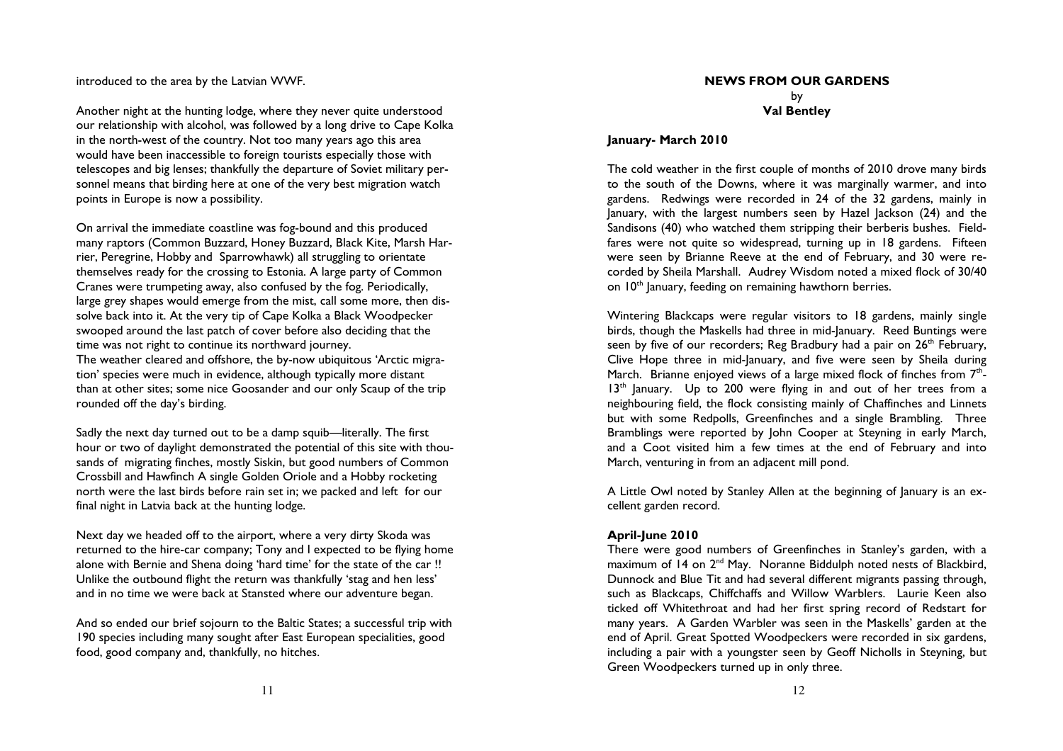introduced to the area by the Latvian WWF.

Another night at the hunting lodge, where they never quite understood our relationship with alcohol, was followed by a long drive to Cape Kolka in the north-west of the country. Not too many years ago this area would have been inaccessible to foreign tourists especially those with telescopes and big lenses; thankfully the departure of Soviet military personnel means that birding here at one of the very best migration watch points in Europe is now a possibility.

On arrival the immediate coastline was fog-bound and this produced many raptors (Common Buzzard, Honey Buzzard, Black Kite, Marsh Harrier, Peregrine, Hobby and Sparrowhawk) all struggling to orientate themselves ready for the crossing to Estonia. A large party of Common Cranes were trumpeting away, also confused by the fog. Periodically, large grey shapes would emerge from the mist, call some more, then dissolve back into it. At the very tip of Cape Kolka a Black Woodpecker swooped around the last patch of cover before also deciding that the time was not right to continue its northward journey.
The weather cleared and offshore, the by-now ubiquitous 'Arctic migration' species were much in evidence, although typically more distant than at other sites; some nice Goosander and our only Scaup of the trip rounded off the day's birding.

Sadly the next day turned out to be a damp squib—literally. The first hour or two of daylight demonstrated the potential of this site with thousands of migrating finches, mostly Siskin, but good numbers of Common Crossbill and Hawfinch A single Golden Oriole and a Hobby rocketing north were the last birds before rain set in; we packed and left for our final night in Latvia back at the hunting lodge.

Next day we headed off to the airport, where a very dirty Skoda was returned to the hire-car company; Tony and I expected to be flying home alone with Bernie and Shena doing 'hard time' for the state of the car !! Unlike the outbound flight the return was thankfully 'stag and hen less' and in no time we were back at Stansted where our adventure began.

And so ended our brief sojourn to the Baltic States; a successful trip with 190 species including many sought after East European specialities, good food, good company and, thankfully, no hitches.

## NEWS FROM OUR GARDENS

by

**Val Bentley**

### January- March 2010

The cold weather in the first couple of months of 2010 drove many birds to the south of the Downs, where it was marginally warmer, and into gardens. Redwings were recorded in 24 of the 32 gardens, mainly in January, with the largest numbers seen by Hazel Jackson (24) and the Sandisons (40) who watched them stripping their berberis bushes. Fieldfares were not quite so widespread, turning up in 18 gardens. Fifteen were seen by Brianne Reeve at the end of February, and 30 were recorded by Sheila Marshall. Audrey Wisdom noted a mixed flock of 30/40 on 10th January, feeding on remaining hawthorn berries.

Wintering Blackcaps were regular visitors to 18 gardens, mainly single birds, though the Maskells had three in mid-January. Reed Buntings were seen by five of our recorders; Reg Bradbury had a pair on 26th February, Clive Hope three in mid-January, and five were seen by Sheila during March. Brianne enjoyed views of a large mixed flock of finches from 7th-13th January. Up to 200 were flying in and out of her trees from a neighbouring field, the flock consisting mainly of Chaffinches and Linnets but with some Redpolls, Greenfinches and a single Brambling. Three Bramblings were reported by John Cooper at Steyning in early March, and a Coot visited him a few times at the end of February and into March, venturing in from an adjacent mill pond.

A Little Owl noted by Stanley Allen at the beginning of January is an excellent garden record.

### April-June 2010

There were good numbers of Greenfinches in Stanley's garden, with a maximum of 14 on 2nd May. Noranne Biddulph noted nests of Blackbird, Dunnock and Blue Tit and had several different migrants passing through, such as Blackcaps, Chiffchaffs and Willow Warblers. Laurie Keen also ticked off Whitethroat and had her first spring record of Redstart for many years. A Garden Warbler was seen in the Maskells' garden at the end of April. Great Spotted Woodpeckers were recorded in six gardens, including a pair with a youngster seen by Geoff Nicholls in Steyning, but Green Woodpeckers turned up in only three.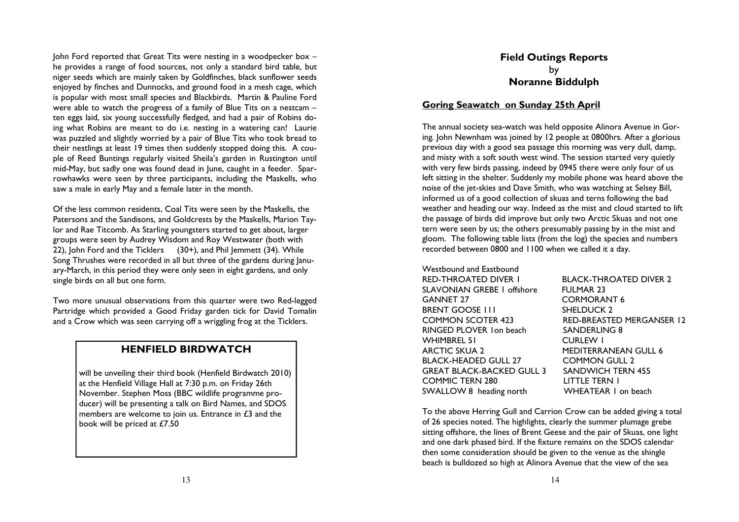John Ford reported that Great Tits were nesting in a woodpecker box – he provides a range of food sources, not only a standard bird table, but niger seeds which are mainly taken by Goldfinches, black sunflower seeds enjoyed by finches and Dunnocks, and ground food in a mesh cage, which is popular with most small species and Blackbirds. Martin & Pauline Ford were able to watch the progress of a family of Blue Tits on a nestcam – ten eggs laid, six young successfully fledged, and had a pair of Robins doing what Robins are meant to do i.e. nesting in a watering can! Laurie was puzzled and slightly worried by a pair of Blue Tits who took bread to their nestlings at least 19 times then suddenly stopped doing this. A couple of Reed Buntings regularly visited Sheila's garden in Rustington until mid-May, but sadly one was found dead in June, caught in a feeder. Sparrowhawks were seen by three participants, including the Maskells, who saw a male in early May and a female later in the month.

Of the less common residents, Coal Tits were seen by the Maskells, the Patersons and the Sandisons, and Goldcrests by the Maskells, Marion Taylor and Rae Titcomb. As Starling youngsters started to get about, larger groups were seen by Audrey Wisdom and Roy Westwater (both with 22), John Ford and the Ticklers (30+), and Phil Jemmett (34). While Song Thrushes were recorded in all but three of the gardens during January-March, in this period they were only seen in eight gardens, and only single birds on all but one form.

Two more unusual observations from this quarter were two Red-legged Partridge which provided a Good Friday garden tick for David Tomalin and a Crow which was seen carrying off a wriggling frog at the Ticklers.

## HENFIELD BIRDWATCH

will be unveiling their third book (Henfield Birdwatch 2010) at the Henfield Village Hall at 7:30 p.m. on Friday 26th November. Stephen Moss (BBC wildlife programme producer) will be presenting a talk on Bird Names, and SDOS members are welcome to join us. Entrance in £3 and the book will be priced at £7.50

# Field Outings Reports

by

**Noranne Biddulph**

## Goring Seawatch on Sunday 25th April

The annual society sea-watch was held opposite Alinora Avenue in Goring. John Newnham was joined by 12 people at 0800hrs. After a glorious previous day with a good sea passage this morning was very dull, damp, and misty with a soft south west wind. The session started very quietly with very few birds passing, indeed by 0945 there were only four of us left sitting in the shelter. Suddenly my mobile phone was heard above the noise of the jet-skies and Dave Smith, who was watching at Selsey Bill, informed us of a good collection of skuas and terns following the bad weather and heading our way. Indeed as the mist and cloud started to lift the passage of birds did improve but only two Arctic Skuas and not one tern were seen by us; the others presumably passing by in the mist and gloom. The following table lists (from the log) the species and numbers recorded between 0800 and 1100 when we called it a day.

Westbound and Eastbound

| | |
|---|---|
| RED-THROATED DIVER 1 | BLACK-THROATED DIVER 2 |
| SLAVONIAN GREBE 1 offshore | FULMAR 23 |
| GANNET 27 | CORMORANT 6 |
| BRENT GOOSE 111 | SHELDUCK 2 |
| COMMON SCOTER 423 | RED-BREASTED MERGANSER 12 |
| RINGED PLOVER 1on beach | SANDERLING 8 |
| WHIMBREL 51 | CURLEW 1 |
| ARCTIC SKUA 2 | MEDITERRANEAN GULL 6 |
| BLACK-HEADED GULL 27 | COMMON GULL 2 |
| GREAT BLACK-BACKED GULL 3 | SANDWICH TERN 455 |
| COMMIC TERN 280 | LITTLE TERN 1 |
| SWALLOW 8 heading north | WHEATEAR 1 on beach |

To the above Herring Gull and Carrion Crow can be added giving a total of 26 species noted. The highlights, clearly the summer plumage grebe sitting offshore, the lines of Brent Geese and the pair of Skuas, one light and one dark phased bird. If the fixture remains on the SDOS calendar then some consideration should be given to the venue as the shingle beach is bulldozed so high at Alinora Avenue that the view of the sea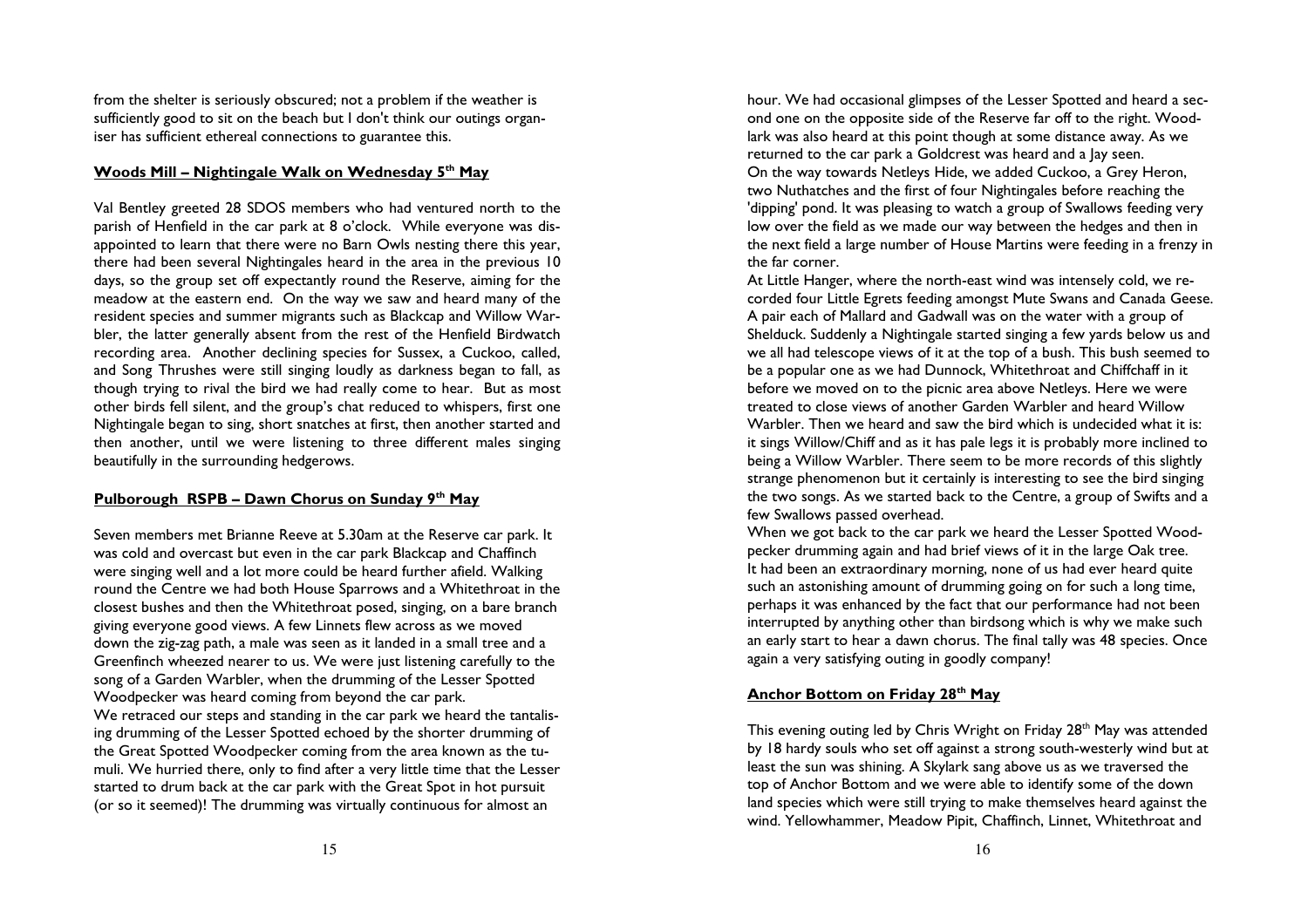from the shelter is seriously obscured; not a problem if the weather is sufficiently good to sit on the beach but I don't think our outings organiser has sufficient ethereal connections to guarantee this.

## Woods Mill – Nightingale Walk on Wednesday 5th May

Val Bentley greeted 28 SDOS members who had ventured north to the parish of Henfield in the car park at 8 o'clock. While everyone was disappointed to learn that there were no Barn Owls nesting there this year, there had been several Nightingales heard in the area in the previous 10 days, so the group set off expectantly round the Reserve, aiming for the meadow at the eastern end. On the way we saw and heard many of the resident species and summer migrants such as Blackcap and Willow Warbler, the latter generally absent from the rest of the Henfield Birdwatch recording area. Another declining species for Sussex, a Cuckoo, called, and Song Thrushes were still singing loudly as darkness began to fall, as though trying to rival the bird we had really come to hear. But as most other birds fell silent, and the group's chat reduced to whispers, first one Nightingale began to sing, short snatches at first, then another started and then another, until we were listening to three different males singing beautifully in the surrounding hedgerows.

## Pulborough RSPB – Dawn Chorus on Sunday 9th May

Seven members met Brianne Reeve at 5.30am at the Reserve car park. It was cold and overcast but even in the car park Blackcap and Chaffinch were singing well and a lot more could be heard further afield. Walking round the Centre we had both House Sparrows and a Whitethroat in the closest bushes and then the Whitethroat posed, singing, on a bare branch giving everyone good views. A few Linnets flew across as we moved down the zig-zag path, a male was seen as it landed in a small tree and a Greenfinch wheezed nearer to us. We were just listening carefully to the song of a Garden Warbler, when the drumming of the Lesser Spotted Woodpecker was heard coming from beyond the car park.
We retraced our steps and standing in the car park we heard the tantalising drumming of the Lesser Spotted echoed by the shorter drumming of the Great Spotted Woodpecker coming from the area known as the tumuli. We hurried there, only to find after a very little time that the Lesser started to drum back at the car park with the Great Spot in hot pursuit (or so it seemed)! The drumming was virtually continuous for almost an hour. We had occasional glimpses of the Lesser Spotted and heard a second one on the opposite side of the Reserve far off to the right. Woodlark was also heard at this point though at some distance away. As we returned to the car park a Goldcrest was heard and a Jay seen.
On the way towards Netleys Hide, we added Cuckoo, a Grey Heron, two Nuthatches and the first of four Nightingales before reaching the 'dipping' pond. It was pleasing to watch a group of Swallows feeding very low over the field as we made our way between the hedges and then in the next field a large number of House Martins were feeding in a frenzy in the far corner.
At Little Hanger, where the north-east wind was intensely cold, we recorded four Little Egrets feeding amongst Mute Swans and Canada Geese. A pair each of Mallard and Gadwall was on the water with a group of Shelduck. Suddenly a Nightingale started singing a few yards below us and we all had telescope views of it at the top of a bush. This bush seemed to be a popular one as we had Dunnock, Whitethroat and Chiffchaff in it before we moved on to the picnic area above Netleys. Here we were treated to close views of another Garden Warbler and heard Willow Warbler. Then we heard and saw the bird which is undecided what it is: it sings Willow/Chiff and as it has pale legs it is probably more inclined to being a Willow Warbler. There seem to be more records of this slightly strange phenomenon but it certainly is interesting to see the bird singing the two songs. As we started back to the Centre, a group of Swifts and a few Swallows passed overhead.
When we got back to the car park we heard the Lesser Spotted Woodpecker drumming again and had brief views of it in the large Oak tree.
It had been an extraordinary morning, none of us had ever heard quite such an astonishing amount of drumming going on for such a long time, perhaps it was enhanced by the fact that our performance had not been interrupted by anything other than birdsong which is why we make such an early start to hear a dawn chorus. The final tally was 48 species. Once again a very satisfying outing in goodly company!

## Anchor Bottom on Friday 28th May

This evening outing led by Chris Wright on Friday 28th May was attended by 18 hardy souls who set off against a strong south-westerly wind but at least the sun was shining. A Skylark sang above us as we traversed the top of Anchor Bottom and we were able to identify some of the down land species which were still trying to make themselves heard against the wind. Yellowhammer, Meadow Pipit, Chaffinch, Linnet, Whitethroat and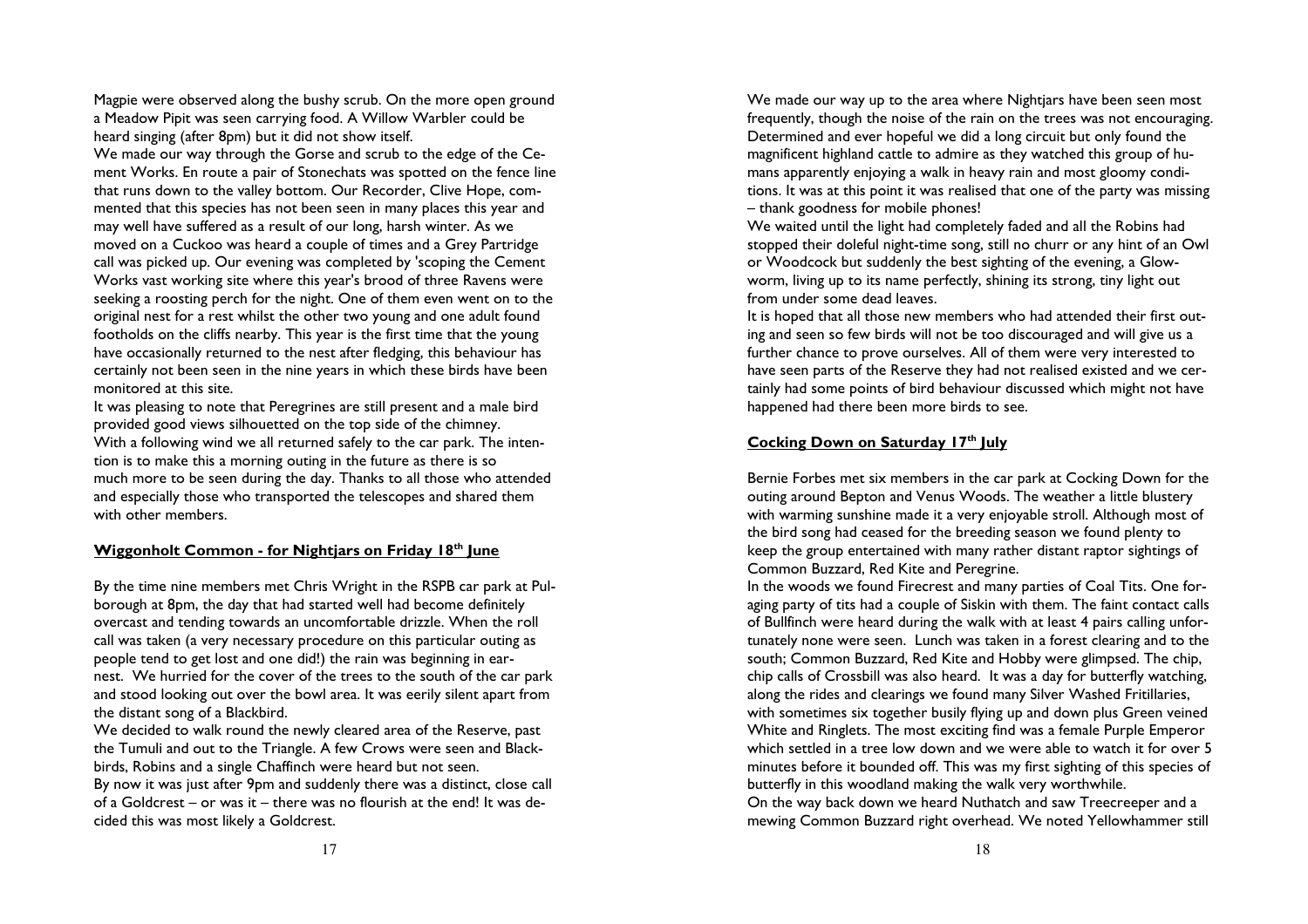Magpie were observed along the bushy scrub. On the more open ground a Meadow Pipit was seen carrying food. A Willow Warbler could be heard singing (after 8pm) but it did not show itself.

We made our way through the Gorse and scrub to the edge of the Cement Works. En route a pair of Stonechats was spotted on the fence line that runs down to the valley bottom. Our Recorder, Clive Hope, commented that this species has not been seen in many places this year and may well have suffered as a result of our long, harsh winter. As we moved on a Cuckoo was heard a couple of times and a Grey Partridge call was picked up. Our evening was completed by 'scoping the Cement Works vast working site where this year's brood of three Ravens were seeking a roosting perch for the night. One of them even went on to the original nest for a rest whilst the other two young and one adult found footholds on the cliffs nearby. This year is the first time that the young have occasionally returned to the nest after fledging, this behaviour has certainly not been seen in the nine years in which these birds have been monitored at this site.

It was pleasing to note that Peregrines are still present and a male bird provided good views silhouetted on the top side of the chimney.

With a following wind we all returned safely to the car park. The intention is to make this a morning outing in the future as there is so much more to be seen during the day. Thanks to all those who attended and especially those who transported the telescopes and shared them with other members.

## Wiggonholt Common - for Nightjars on Friday 18th June

By the time nine members met Chris Wright in the RSPB car park at Pulborough at 8pm, the day that had started well had become definitely overcast and tending towards an uncomfortable drizzle. When the roll call was taken (a very necessary procedure on this particular outing as people tend to get lost and one did!) the rain was beginning in earnest. We hurried for the cover of the trees to the south of the car park and stood looking out over the bowl area. It was eerily silent apart from the distant song of a Blackbird.

We decided to walk round the newly cleared area of the Reserve, past the Tumuli and out to the Triangle. A few Crows were seen and Blackbirds, Robins and a single Chaffinch were heard but not seen.

By now it was just after 9pm and suddenly there was a distinct, close call of a Goldcrest – or was it – there was no flourish at the end! It was decided this was most likely a Goldcrest.

We made our way up to the area where Nightjars have been seen most frequently, though the noise of the rain on the trees was not encouraging. Determined and ever hopeful we did a long circuit but only found the magnificent highland cattle to admire as they watched this group of humans apparently enjoying a walk in heavy rain and most gloomy conditions. It was at this point it was realised that one of the party was missing – thank goodness for mobile phones!

We waited until the light had completely faded and all the Robins had stopped their doleful night-time song, still no churr or any hint of an Owl or Woodcock but suddenly the best sighting of the evening, a Glowworm, living up to its name perfectly, shining its strong, tiny light out from under some dead leaves.

It is hoped that all those new members who had attended their first outing and seen so few birds will not be too discouraged and will give us a further chance to prove ourselves. All of them were very interested to have seen parts of the Reserve they had not realised existed and we certainly had some points of bird behaviour discussed which might not have happened had there been more birds to see.

## Cocking Down on Saturday 17th July

Bernie Forbes met six members in the car park at Cocking Down for the outing around Bepton and Venus Woods. The weather a little blustery with warming sunshine made it a very enjoyable stroll. Although most of the bird song had ceased for the breeding season we found plenty to keep the group entertained with many rather distant raptor sightings of Common Buzzard, Red Kite and Peregrine.

In the woods we found Firecrest and many parties of Coal Tits. One foraging party of tits had a couple of Siskin with them. The faint contact calls of Bullfinch were heard during the walk with at least 4 pairs calling unfortunately none were seen. Lunch was taken in a forest clearing and to the south; Common Buzzard, Red Kite and Hobby were glimpsed. The chip, chip calls of Crossbill was also heard. It was a day for butterfly watching, along the rides and clearings we found many Silver Washed Fritillaries, with sometimes six together busily flying up and down plus Green veined White and Ringlets. The most exciting find was a female Purple Emperor which settled in a tree low down and we were able to watch it for over 5 minutes before it bounded off. This was my first sighting of this species of butterfly in this woodland making the walk very worthwhile.

On the way back down we heard Nuthatch and saw Treecreeper and a mewing Common Buzzard right overhead. We noted Yellowhammer still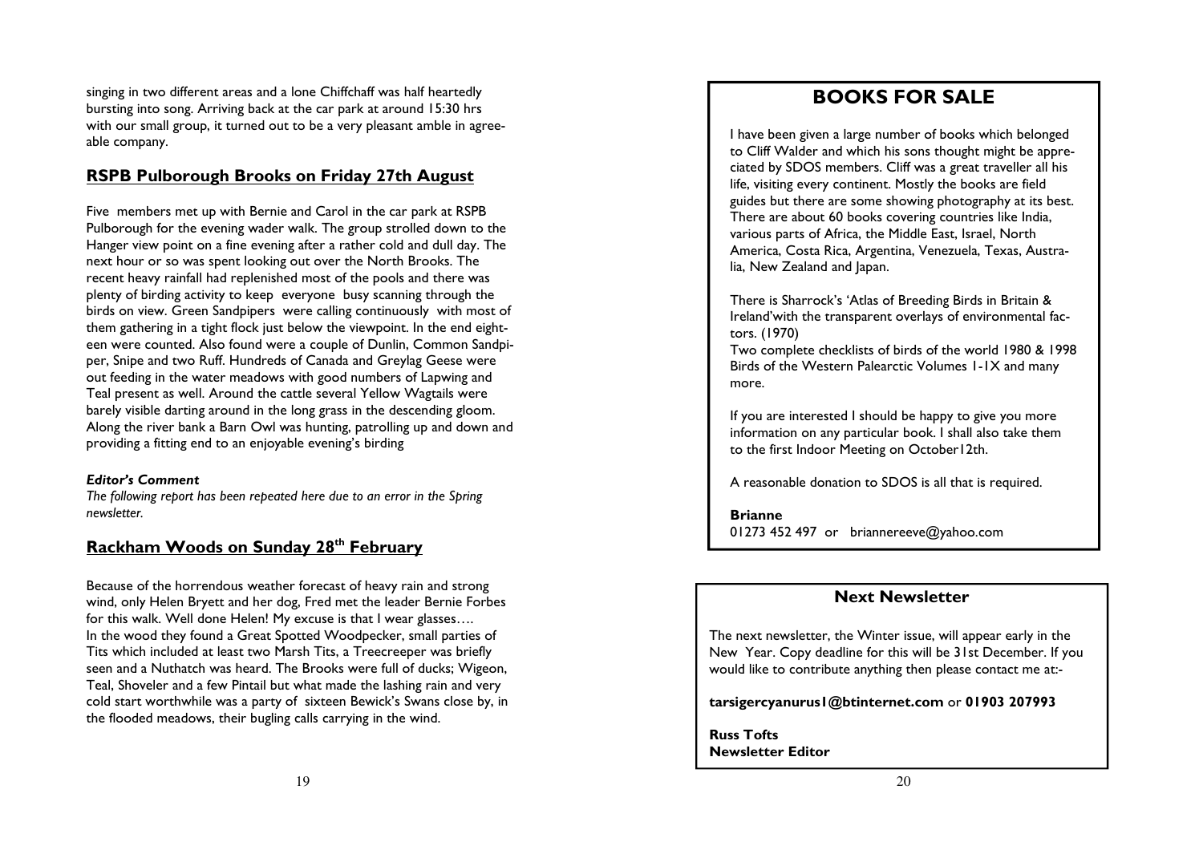singing in two different areas and a lone Chiffchaff was half heartedly bursting into song. Arriving back at the car park at around 15:30 hrs with our small group, it turned out to be a very pleasant amble in agreeable company.

## RSPB Pulborough Brooks on Friday 27th August

Five members met up with Bernie and Carol in the car park at RSPB Pulborough for the evening wader walk. The group strolled down to the Hanger view point on a fine evening after a rather cold and dull day. The next hour or so was spent looking out over the North Brooks. The recent heavy rainfall had replenished most of the pools and there was plenty of birding activity to keep everyone busy scanning through the birds on view. Green Sandpipers were calling continuously with most of them gathering in a tight flock just below the viewpoint. In the end eighteen were counted. Also found were a couple of Dunlin, Common Sandpiper, Snipe and two Ruff. Hundreds of Canada and Greylag Geese were out feeding in the water meadows with good numbers of Lapwing and Teal present as well. Around the cattle several Yellow Wagtails were barely visible darting around in the long grass in the descending gloom. Along the river bank a Barn Owl was hunting, patrolling up and down and providing a fitting end to an enjoyable evening's birding

***Editor's Comment***

*The following report has been repeated here due to an error in the Spring newsletter.*

## Rackham Woods on Sunday 28th February

Because of the horrendous weather forecast of heavy rain and strong wind, only Helen Bryett and her dog, Fred met the leader Bernie Forbes for this walk. Well done Helen! My excuse is that I wear glasses….
In the wood they found a Great Spotted Woodpecker, small parties of Tits which included at least two Marsh Tits, a Treecreeper was briefly seen and a Nuthatch was heard. The Brooks were full of ducks; Wigeon, Teal, Shoveler and a few Pintail but what made the lashing rain and very cold start worthwhile was a party of sixteen Bewick's Swans close by, in the flooded meadows, their bugling calls carrying in the wind.

## BOOKS FOR SALE

I have been given a large number of books which belonged to Cliff Walder and which his sons thought might be appreciated by SDOS members. Cliff was a great traveller all his life, visiting every continent. Mostly the books are field guides but there are some showing photography at its best. There are about 60 books covering countries like India, various parts of Africa, the Middle East, Israel, North America, Costa Rica, Argentina, Venezuela, Texas, Australia, New Zealand and Japan.

There is Sharrock's 'Atlas of Breeding Birds in Britain & Ireland'with the transparent overlays of environmental factors. (1970)
Two complete checklists of birds of the world 1980 & 1998
Birds of the Western Palearctic Volumes 1-1X and many more.

If you are interested I should be happy to give you more information on any particular book. I shall also take them to the first Indoor Meeting on October12th.

A reasonable donation to SDOS is all that is required.

**Brianne**
01273 452 497 or briannereeve@yahoo.com

## Next Newsletter

The next newsletter, the Winter issue, will appear early in the New Year. Copy deadline for this will be 31st December. If you would like to contribute anything then please contact me at:-

**tarsigercyanurus1@btinternet.com** or **01903 207993**

**Russ Tofts**
**Newsletter Editor**